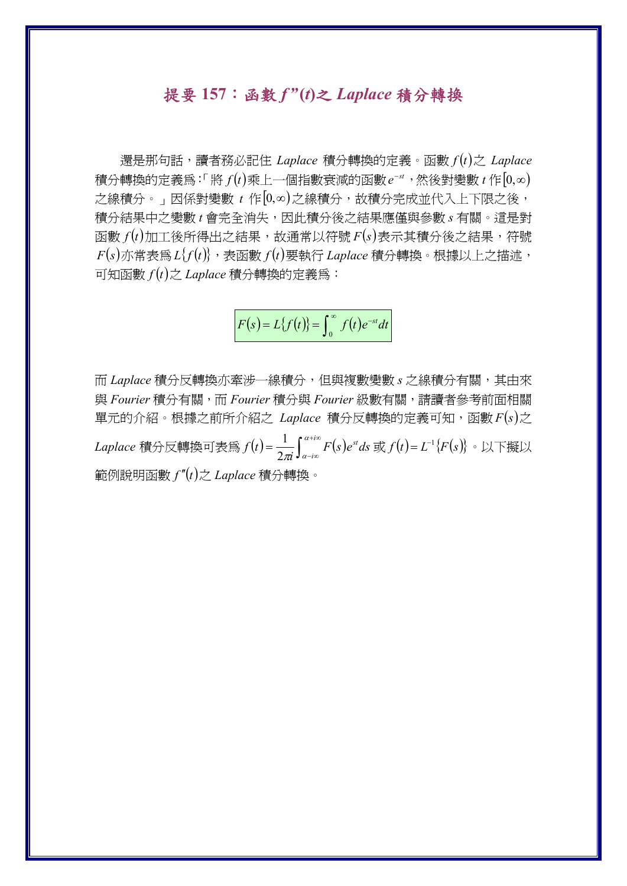# 提要 157：函數 $f''(t)$ 之 *Laplace* 積分轉換

還是那句話，讀者務必記住 *Laplace* 積分轉換的定義。函數 $f(t)$ 之 *Laplace* 積分轉換的定義爲:「將 $f(t)$ 乘上一個指數衰減的函數 $e^{-st}$，然後對變數 $t$ 作 $[0,\infty)$ 之線積分。」因係對變數 $t$ 作 $[0,\infty)$ 之線積分，故積分完成並代入上下限之後，積分結果中之變數 $t$ 會完全消失，因此積分後之結果應僅與參數 $s$ 有關。這是對函數 $f(t)$ 加工後所得出之結果，故通常以符號 $F(s)$ 表示其積分後之結果，符號 $F(s)$ 亦常表爲 $L\{f(t)\}$，表函數 $f(t)$ 要執行 *Laplace* 積分轉換。根據以上之描述，可知函數 $f(t)$ 之 *Laplace* 積分轉換的定義爲：

$$F(s) = L\{f(t)\} = \int_0^{\infty} f(t)e^{-st}dt$$

而 *Laplace* 積分反轉換亦牽涉一線積分，但與複數變數 $s$ 之線積分有關，其由來與 *Fourier* 積分有關，而 *Fourier* 積分與 *Fourier* 級數有關，請讀者參考前面相關單元的介紹。根據之前所介紹之 *Laplace* 積分反轉換的定義可知，函數 $F(s)$ 之 *Laplace* 積分反轉換可表爲 $f(t) = \frac{1}{2\pi i}\int_{\alpha - i\infty}^{\alpha + i\infty} F(s)e^{st}ds$ 或 $f(t) = L^{-1}\{F(s)\}$。以下擬以範例說明函數 $f''(t)$ 之 *Laplace* 積分轉換。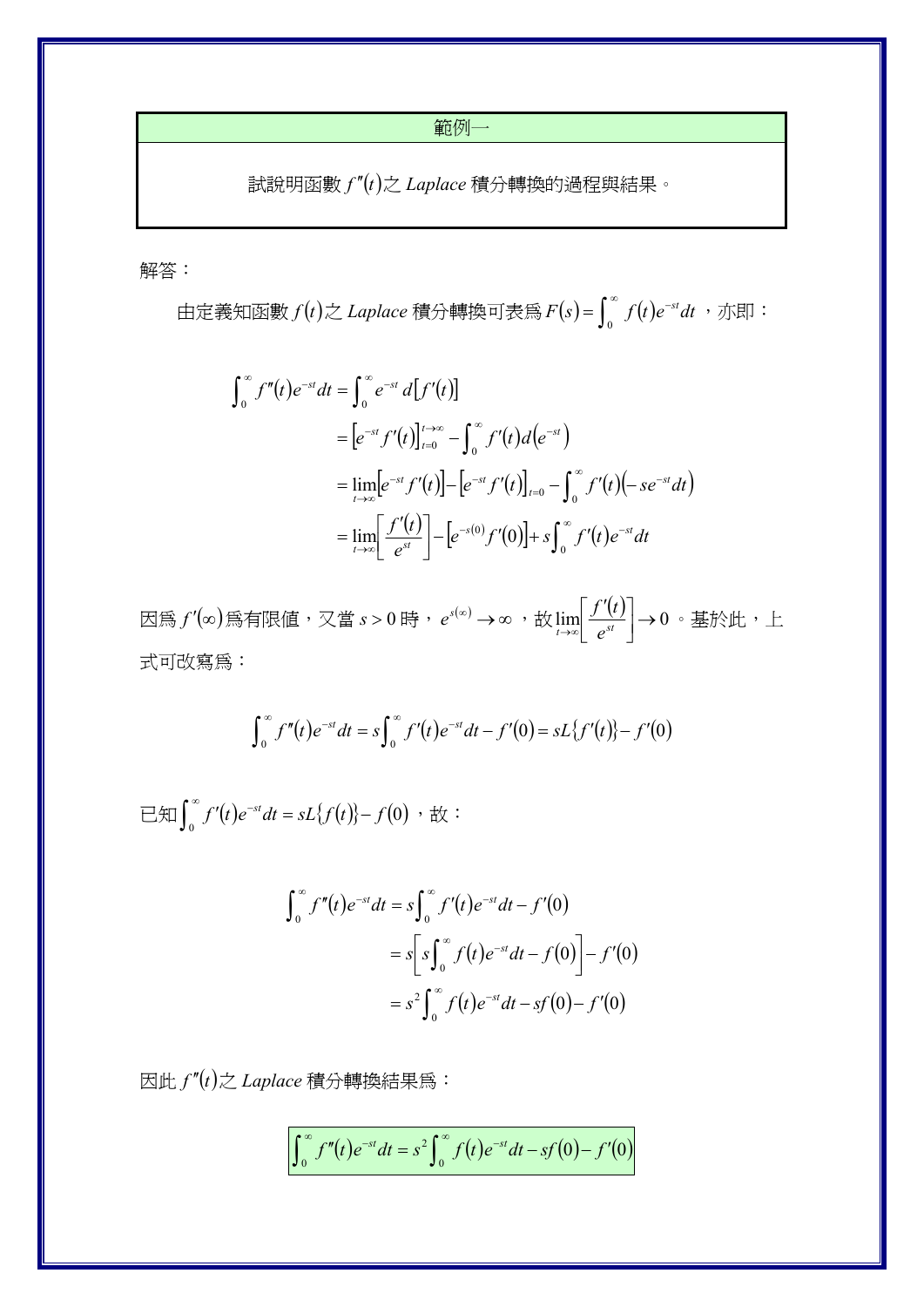範例一

試說明函數 $f''(t)$ 之 *Laplace* 積分轉換的過程與結果。

解答：

由定義知函數 $f(t)$ 之 *Laplace* 積分轉換可表為 $F(s)=\int_0^\infty f(t)e^{-st}dt$ ，亦即：

$$
\begin{aligned}
\int_0^\infty f''(t)e^{-st}dt &= \int_0^\infty e^{-st}\, d\left[f'(t)\right] \\
&= \left[e^{-st}f'(t)\right]_{t=0}^{t\to\infty} - \int_0^\infty f'(t)d\left(e^{-st}\right) \\
&= \lim_{t\to\infty}\left[e^{-st}f'(t)\right] - \left[e^{-st}f'(t)\right]_{t=0} - \int_0^\infty f'(t)\left(-se^{-st}dt\right) \\
&= \lim_{t\to\infty}\left[\frac{f'(t)}{e^{st}}\right] - \left[e^{-s(0)}f'(0)\right] + s\int_0^\infty f'(t)e^{-st}dt
\end{aligned}
$$

因為 $f'(\infty)$ 為有限值，又當 $s>0$ 時， $e^{s(\infty)}\to\infty$ ，故 $\lim_{t\to\infty}\left[\frac{f'(t)}{e^{st}}\right]\to 0$ 。基於此，上式可改寫為：

$$
\int_0^\infty f''(t)e^{-st}dt = s\int_0^\infty f'(t)e^{-st}dt - f'(0) = sL\{f'(t)\} - f'(0)
$$

已知 $\int_0^\infty f'(t)e^{-st}dt = sL\{f(t)\} - f(0)$ ，故：

$$
\begin{aligned}
\int_0^\infty f''(t)e^{-st}dt &= s\int_0^\infty f'(t)e^{-st}dt - f'(0) \\
&= s\left[s\int_0^\infty f(t)e^{-st}dt - f(0)\right] - f'(0) \\
&= s^2\int_0^\infty f(t)e^{-st}dt - sf(0) - f'(0)
\end{aligned}
$$

因此 $f''(t)$ 之 *Laplace* 積分轉換結果為：

$$
\boxed{\int_0^\infty f''(t)e^{-st}dt = s^2\int_0^\infty f(t)e^{-st}dt - sf(0) - f'(0)}
$$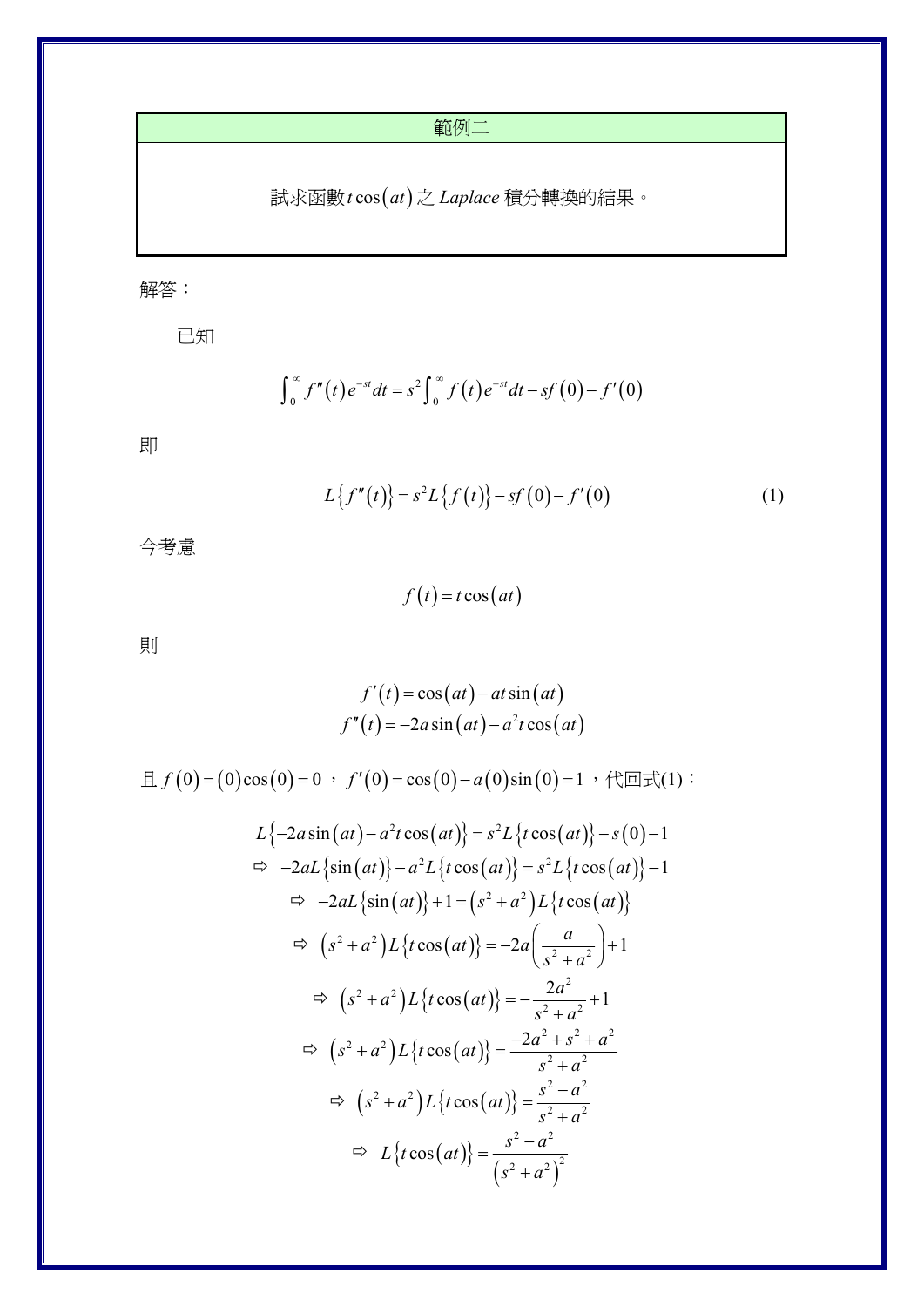| 範例二 |
| --- |
| 試求函數 $t\cos(at)$ 之 *Laplace* 積分轉換的結果。 |

解答：

已知

$$\int_0^\infty f''(t)e^{-st}dt = s^2\int_0^\infty f(t)e^{-st}dt - sf(0) - f'(0)$$

即

$$L\{f''(t)\} = s^2L\{f(t)\} - sf(0) - f'(0) \tag{1}$$

今考慮

$$f(t) = t\cos(at)$$

則

$$f'(t) = \cos(at) - at\sin(at)$$
$$f''(t) = -2a\sin(at) - a^2t\cos(at)$$

且 $f(0) = (0)\cos(0) = 0$ ，$f'(0) = \cos(0) - a(0)\sin(0) = 1$ ，代回式(1)：

$$L\{-2a\sin(at) - a^2t\cos(at)\} = s^2L\{t\cos(at)\} - s(0) - 1$$
$$\Rightarrow\ -2aL\{\sin(at)\} - a^2L\{t\cos(at)\} = s^2L\{t\cos(at)\} - 1$$
$$\Rightarrow\ -2aL\{\sin(at)\} + 1 = (s^2 + a^2)L\{t\cos(at)\}$$
$$\Rightarrow\ (s^2 + a^2)L\{t\cos(at)\} = -2a\left(\frac{a}{s^2 + a^2}\right) + 1$$
$$\Rightarrow\ (s^2 + a^2)L\{t\cos(at)\} = -\frac{2a^2}{s^2 + a^2} + 1$$
$$\Rightarrow\ (s^2 + a^2)L\{t\cos(at)\} = \frac{-2a^2 + s^2 + a^2}{s^2 + a^2}$$
$$\Rightarrow\ (s^2 + a^2)L\{t\cos(at)\} = \frac{s^2 - a^2}{s^2 + a^2}$$
$$\Rightarrow\ L\{t\cos(at)\} = \frac{s^2 - a^2}{(s^2 + a^2)^2}$$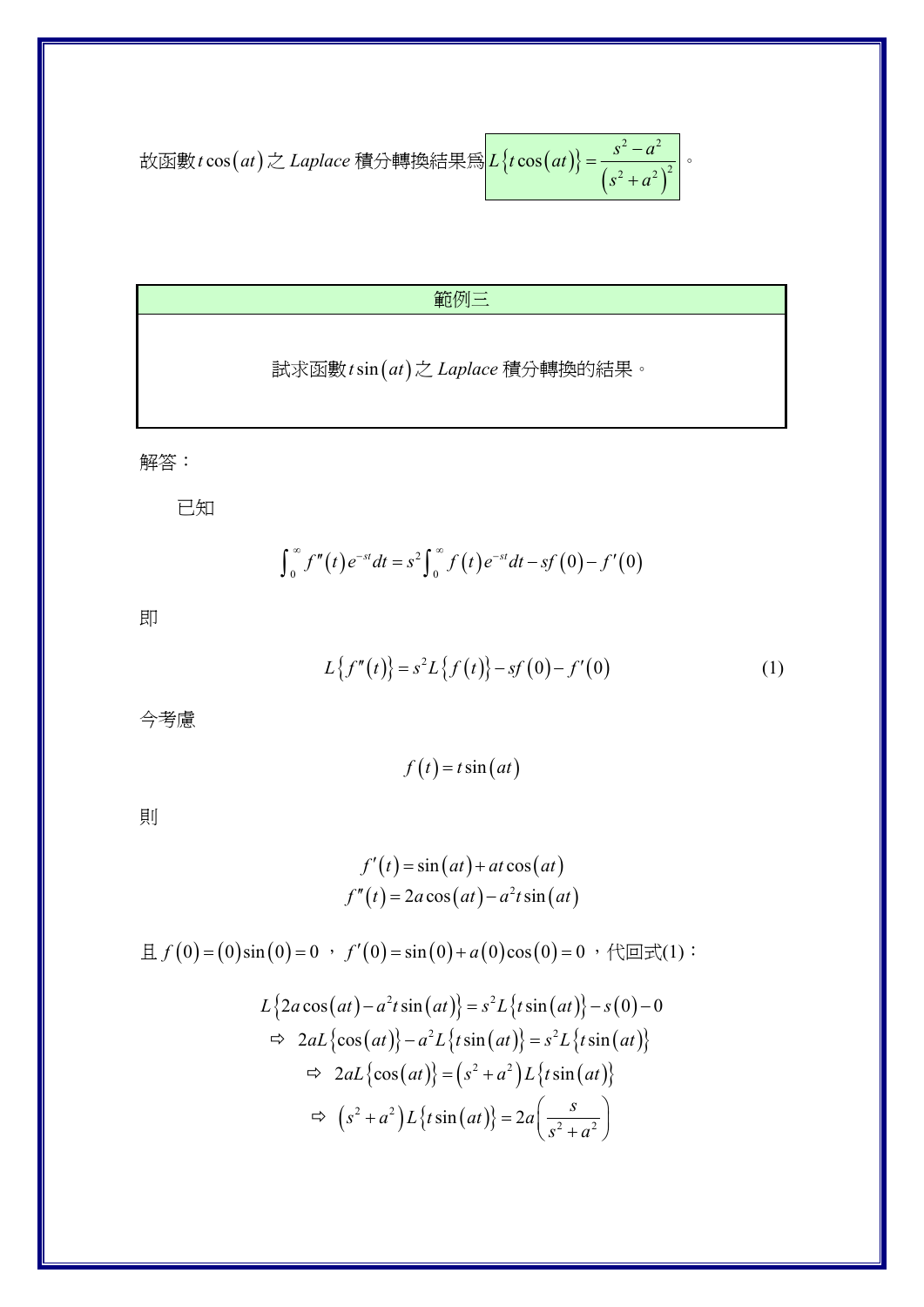故函數$t\cos(at)$之 *Laplace* 積分轉換結果為$L\{t\cos(at)\} = \dfrac{s^2 - a^2}{\left(s^2 + a^2\right)^2}$。

| 範例三 |
| --- |
| 試求函數$t\sin(at)$之 *Laplace* 積分轉換的結果。 |

解答：

已知

$$\int_0^{\infty} f''(t) e^{-st} dt = s^2 \int_0^{\infty} f(t) e^{-st} dt - sf(0) - f'(0)$$

即

$$L\{f''(t)\} = s^2 L\{f(t)\} - sf(0) - f'(0) \tag{1}$$

今考慮

$$f(t) = t\sin(at)$$

則

$$f'(t) = \sin(at) + at\cos(at)$$
$$f''(t) = 2a\cos(at) - a^2 t\sin(at)$$

且$f(0) = (0)\sin(0) = 0$，$f'(0) = \sin(0) + a(0)\cos(0) = 0$，代回式(1)：

$$L\{2a\cos(at) - a^2 t\sin(at)\} = s^2 L\{t\sin(at)\} - s(0) - 0$$

$$\Rightarrow\ 2aL\{\cos(at)\} - a^2 L\{t\sin(at)\} = s^2 L\{t\sin(at)\}$$

$$\Rightarrow\ 2aL\{\cos(at)\} = \left(s^2 + a^2\right) L\{t\sin(at)\}$$

$$\Rightarrow\ \left(s^2 + a^2\right) L\{t\sin(at)\} = 2a\left(\frac{s}{s^2 + a^2}\right)$$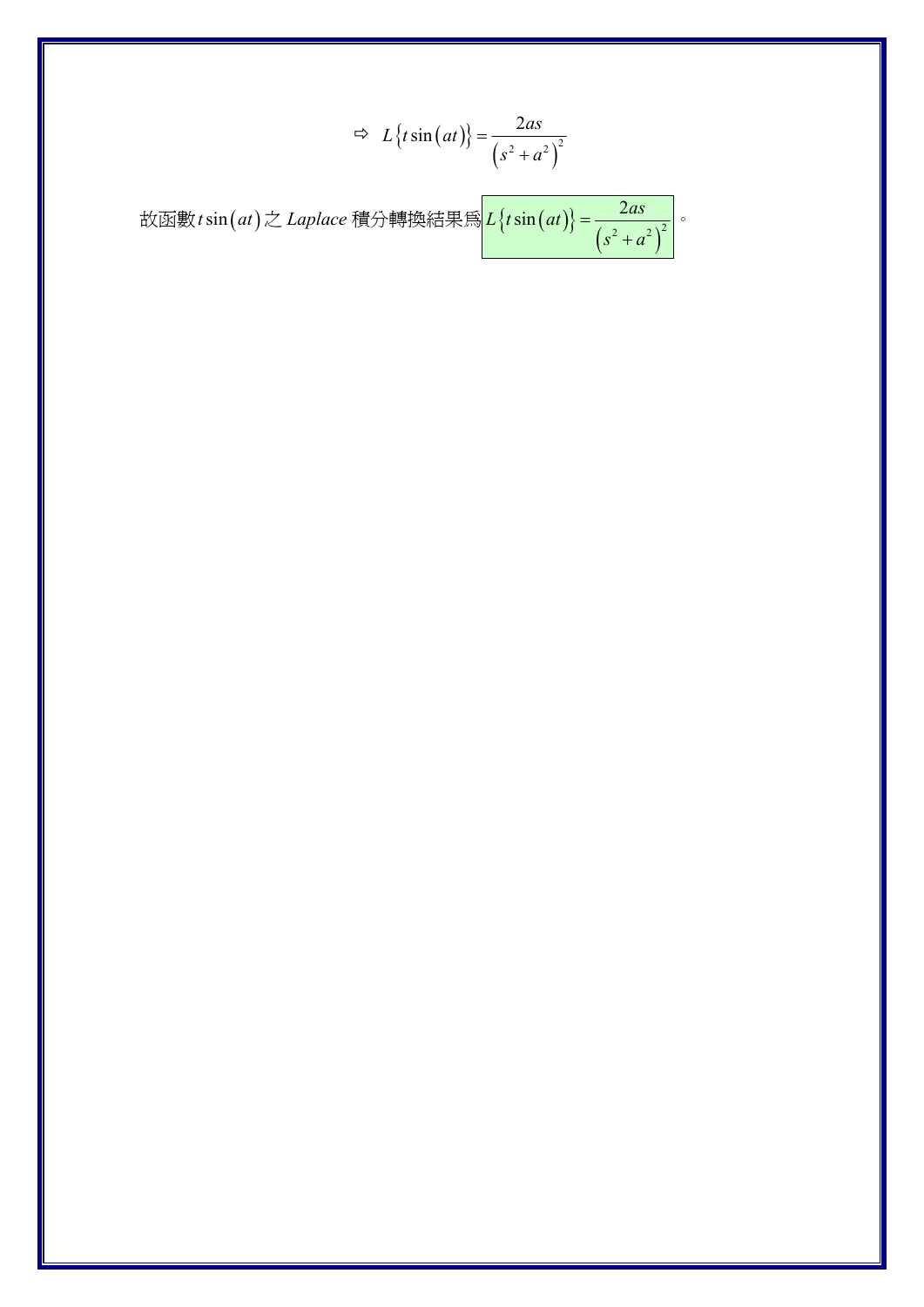$$\Rightarrow \quad L\left\{t\sin\left(at\right)\right\} = \frac{2as}{\left(s^2+a^2\right)^2}$$

故函數$t\sin\left(at\right)$之 *Laplace* 積分轉換結果爲$L\left\{t\sin\left(at\right)\right\} = \dfrac{2as}{\left(s^2+a^2\right)^2}$。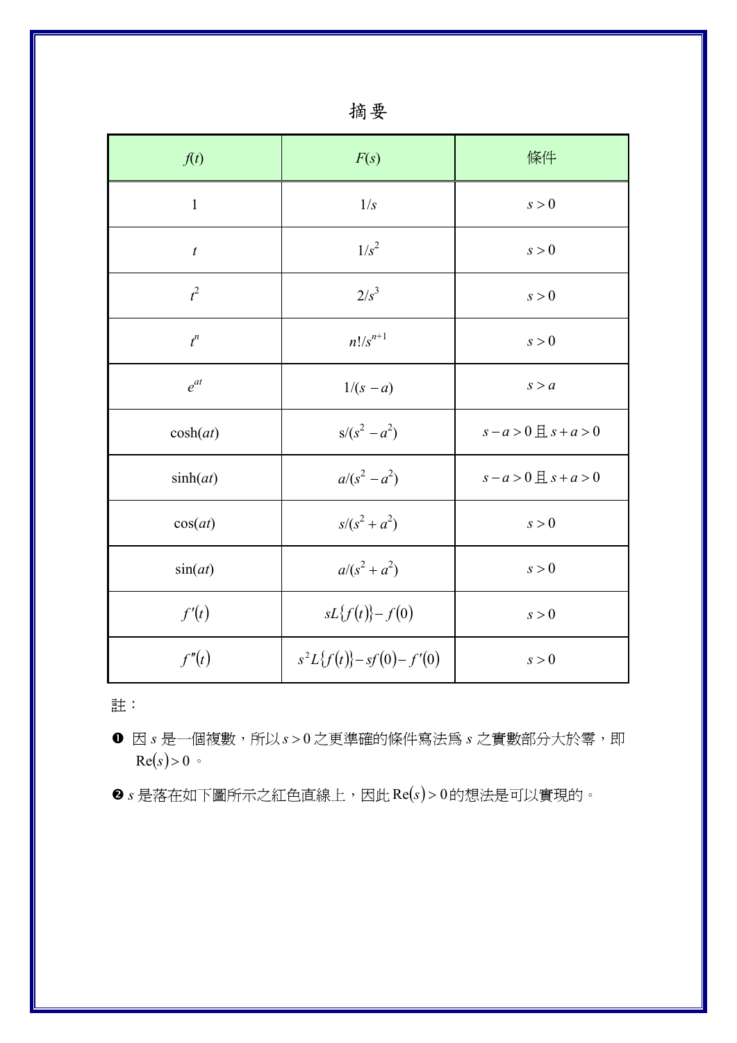# 摘要

| $f(t)$ | $F(s)$ | 條件 |
|---|---|---|
| $1$ | $1/s$ | $s>0$ |
| $t$ | $1/s^2$ | $s>0$ |
| $t^2$ | $2/s^3$ | $s>0$ |
| $t^n$ | $n!/s^{n+1}$ | $s>0$ |
| $e^{at}$ | $1/(s-a)$ | $s>a$ |
| $\cosh(at)$ | $s/(s^2-a^2)$ | $s-a>0$ 且 $s+a>0$ |
| $\sinh(at)$ | $a/(s^2-a^2)$ | $s-a>0$ 且 $s+a>0$ |
| $\cos(at)$ | $s/(s^2+a^2)$ | $s>0$ |
| $\sin(at)$ | $a/(s^2+a^2)$ | $s>0$ |
| $f'(t)$ | $sL\{f(t)\}-f(0)$ | $s>0$ |
| $f''(t)$ | $s^2L\{f(t)\}-sf(0)-f'(0)$ | $s>0$ |

註：

❶ 因 $s$ 是一個複數，所以 $s>0$ 之更準確的條件寫法為 $s$ 之實數部分大於零，即 $\mathrm{Re}(s)>0$ 。

❷ $s$ 是落在如下圖所示之紅色直線上，因此 $\mathrm{Re}(s)>0$ 的想法是可以實現的。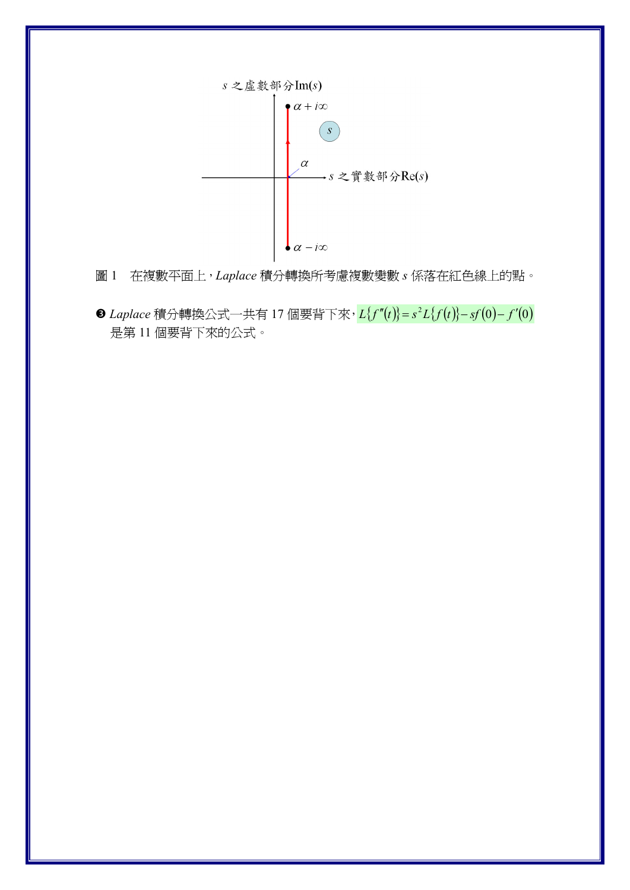$s$ 之虛數部分 $\mathrm{Im}(s)$

$\alpha + i\infty$

$s$

$\alpha$

$s$ 之實數部分 $\mathrm{Re}(s)$

$\alpha - i\infty$

圖 1　在複數平面上，*Laplace* 積分轉換所考慮複數變數 $s$ 係落在紅色線上的點。

❸ *Laplace* 積分轉換公式一共有 17 個要背下來，$L\{f''(t)\} = s^2 L\{f(t)\} - sf(0) - f'(0)$ 是第 11 個要背下來的公式。